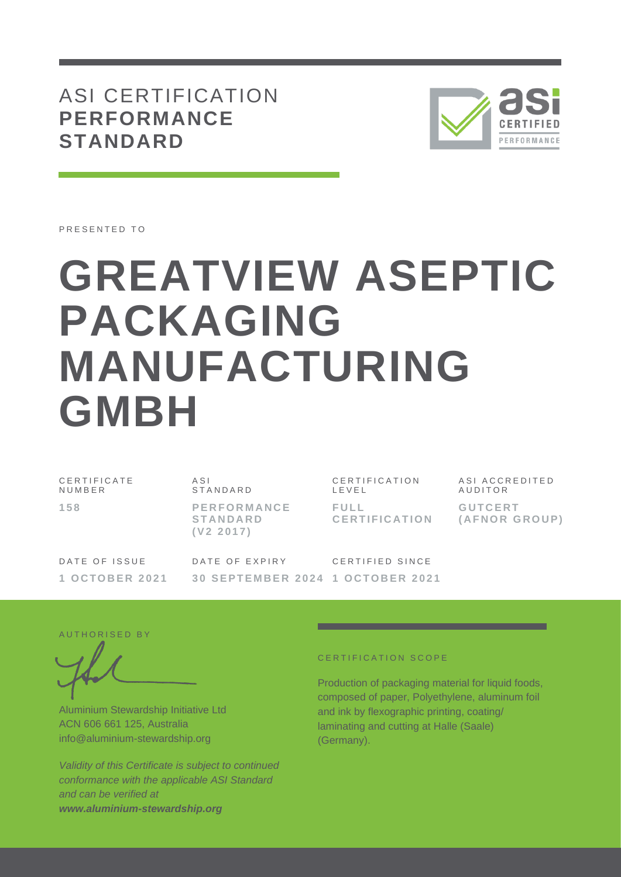# ASI CERTIFICATION **PERFORMANCE STANDARD**

PRESENTED TO

# GREATVIEW ASEPTIC PACKAGING MANUFACTURING GMBH

| CERTIFICATE NUMBER | ASI STANDARD | CERTIFICATION LEVEL | ASI ACCREDITED AUDITOR |
|---|---|---|---|
| **158** | **PERFORMANCE STANDARD (V2 2017)** | **FULL CERTIFICATION** | **GUTCERT (AFNOR GROUP)** |

| DATE OF ISSUE | DATE OF EXPIRY | CERTIFIED SINCE |
|---|---|---|
| **1 OCTOBER 2021** | **30 SEPTEMBER 2024** | **1 OCTOBER 2021** |

AUTHORISED BY

Aluminium Stewardship Initiative Ltd
ACN 606 661 125, Australia
info@aluminium-stewardship.org

*Validity of this Certificate is subject to continued conformance with the applicable ASI Standard and can be verified at* ***www.aluminium-stewardship.org***

CERTIFICATION SCOPE

Production of packaging material for liquid foods, composed of paper, Polyethylene, aluminum foil and ink by flexographic printing, coating/ laminating and cutting at Halle (Saale) (Germany).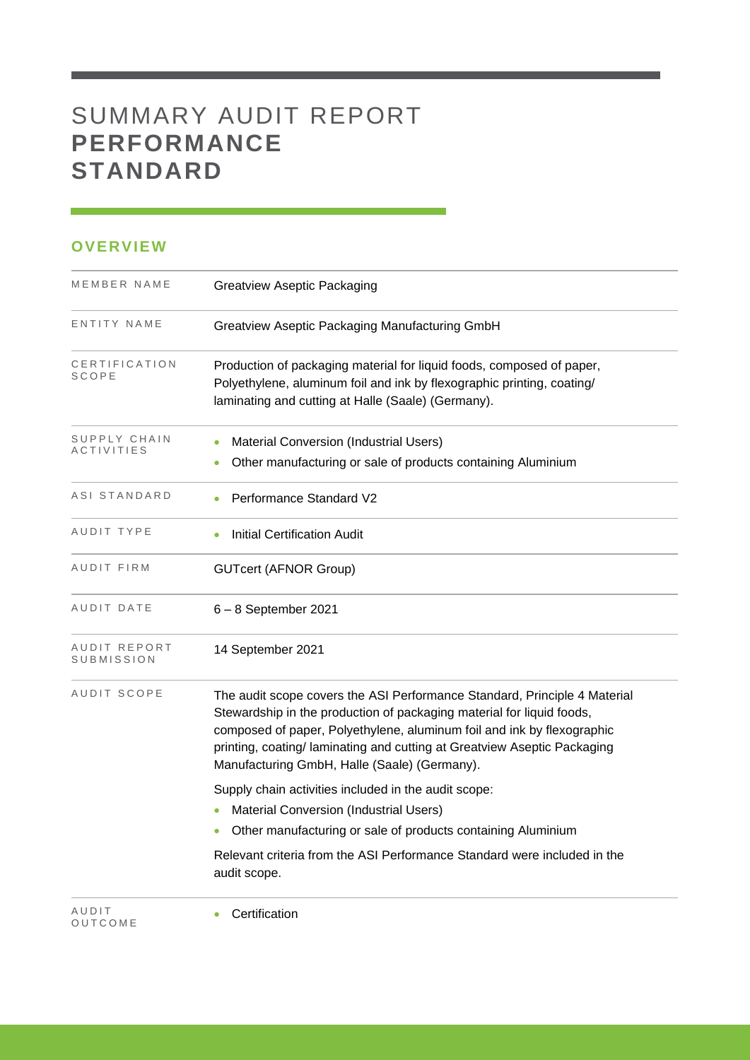# SUMMARY AUDIT REPORT **PERFORMANCE STANDARD**

## OVERVIEW

| | |
|---|---|
| MEMBER NAME | Greatview Aseptic Packaging |
| ENTITY NAME | Greatview Aseptic Packaging Manufacturing GmbH |
| CERTIFICATION SCOPE | Production of packaging material for liquid foods, composed of paper, Polyethylene, aluminum foil and ink by flexographic printing, coating/ laminating and cutting at Halle (Saale) (Germany). |
| SUPPLY CHAIN ACTIVITIES | • Material Conversion (Industrial Users)<br>• Other manufacturing or sale of products containing Aluminium |
| ASI STANDARD | • Performance Standard V2 |
| AUDIT TYPE | • Initial Certification Audit |
| AUDIT FIRM | GUTcert (AFNOR Group) |
| AUDIT DATE | 6 – 8 September 2021 |
| AUDIT REPORT SUBMISSION | 14 September 2021 |
| AUDIT SCOPE | The audit scope covers the ASI Performance Standard, Principle 4 Material Stewardship in the production of packaging material for liquid foods, composed of paper, Polyethylene, aluminum foil and ink by flexographic printing, coating/ laminating and cutting at Greatview Aseptic Packaging Manufacturing GmbH, Halle (Saale) (Germany).<br><br>Supply chain activities included in the audit scope:<br>• Material Conversion (Industrial Users)<br>• Other manufacturing or sale of products containing Aluminium<br><br>Relevant criteria from the ASI Performance Standard were included in the audit scope. |
| AUDIT OUTCOME | • Certification |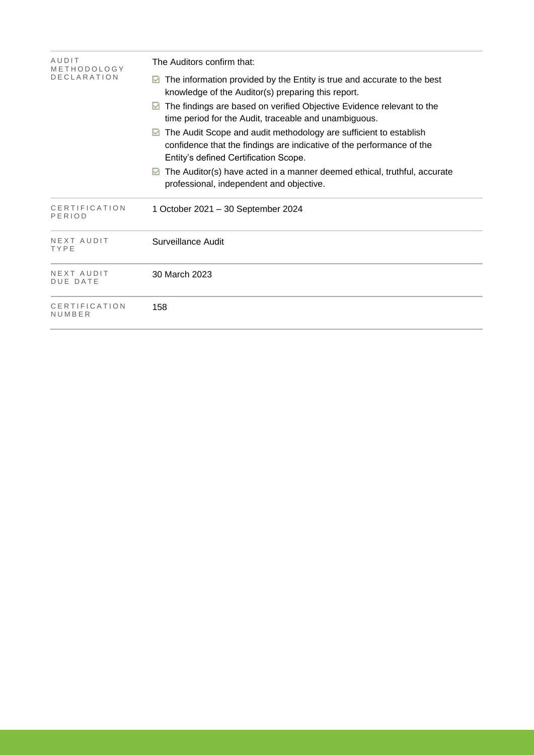| | |
|---|---|
| AUDIT METHODOLOGY DECLARATION | The Auditors confirm that:<br>☑ The information provided by the Entity is true and accurate to the best knowledge of the Auditor(s) preparing this report.<br>☑ The findings are based on verified Objective Evidence relevant to the time period for the Audit, traceable and unambiguous.<br>☑ The Audit Scope and audit methodology are sufficient to establish confidence that the findings are indicative of the performance of the Entity's defined Certification Scope.<br>☑ The Auditor(s) have acted in a manner deemed ethical, truthful, accurate professional, independent and objective. |
| CERTIFICATION PERIOD | 1 October 2021 – 30 September 2024 |
| NEXT AUDIT TYPE | Surveillance Audit |
| NEXT AUDIT DUE DATE | 30 March 2023 |
| CERTIFICATION NUMBER | 158 |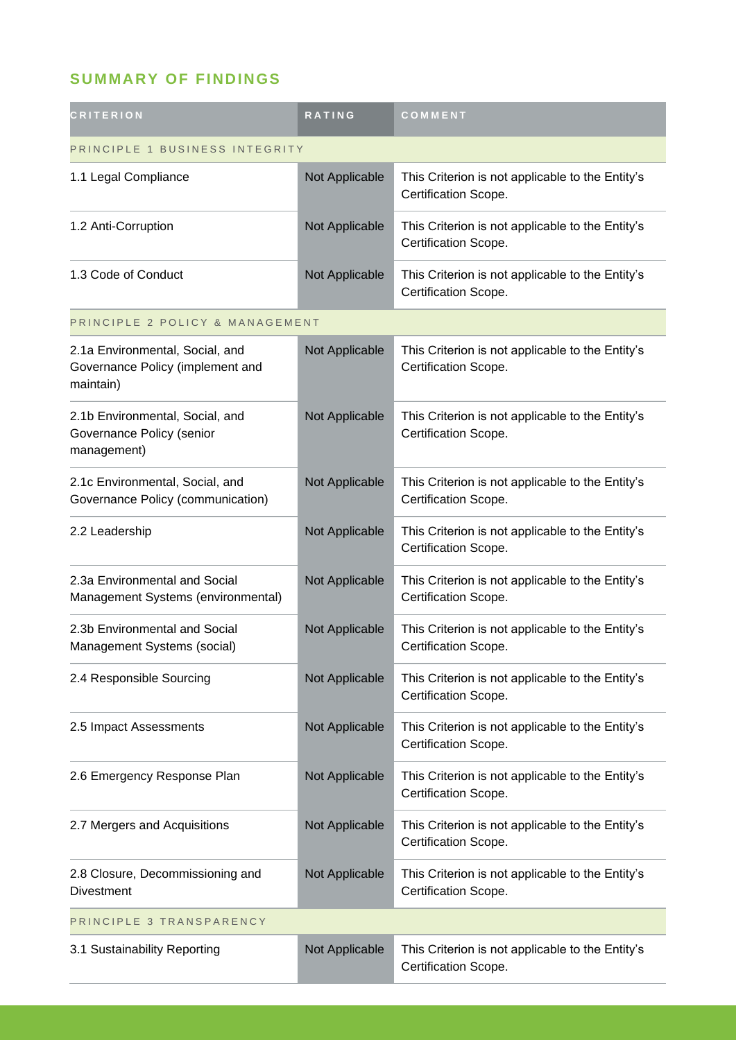## SUMMARY OF FINDINGS

| CRITERION | RATING | COMMENT |
|---|---|---|
| PRINCIPLE 1 BUSINESS INTEGRITY | | |
| 1.1 Legal Compliance | Not Applicable | This Criterion is not applicable to the Entity's Certification Scope. |
| 1.2 Anti-Corruption | Not Applicable | This Criterion is not applicable to the Entity's Certification Scope. |
| 1.3 Code of Conduct | Not Applicable | This Criterion is not applicable to the Entity's Certification Scope. |
| PRINCIPLE 2 POLICY & MANAGEMENT | | |
| 2.1a Environmental, Social, and Governance Policy (implement and maintain) | Not Applicable | This Criterion is not applicable to the Entity's Certification Scope. |
| 2.1b Environmental, Social, and Governance Policy (senior management) | Not Applicable | This Criterion is not applicable to the Entity's Certification Scope. |
| 2.1c Environmental, Social, and Governance Policy (communication) | Not Applicable | This Criterion is not applicable to the Entity's Certification Scope. |
| 2.2 Leadership | Not Applicable | This Criterion is not applicable to the Entity's Certification Scope. |
| 2.3a Environmental and Social Management Systems (environmental) | Not Applicable | This Criterion is not applicable to the Entity's Certification Scope. |
| 2.3b Environmental and Social Management Systems (social) | Not Applicable | This Criterion is not applicable to the Entity's Certification Scope. |
| 2.4 Responsible Sourcing | Not Applicable | This Criterion is not applicable to the Entity's Certification Scope. |
| 2.5 Impact Assessments | Not Applicable | This Criterion is not applicable to the Entity's Certification Scope. |
| 2.6 Emergency Response Plan | Not Applicable | This Criterion is not applicable to the Entity's Certification Scope. |
| 2.7 Mergers and Acquisitions | Not Applicable | This Criterion is not applicable to the Entity's Certification Scope. |
| 2.8 Closure, Decommissioning and Divestment | Not Applicable | This Criterion is not applicable to the Entity's Certification Scope. |
| PRINCIPLE 3 TRANSPARENCY | | |
| 3.1 Sustainability Reporting | Not Applicable | This Criterion is not applicable to the Entity's Certification Scope. |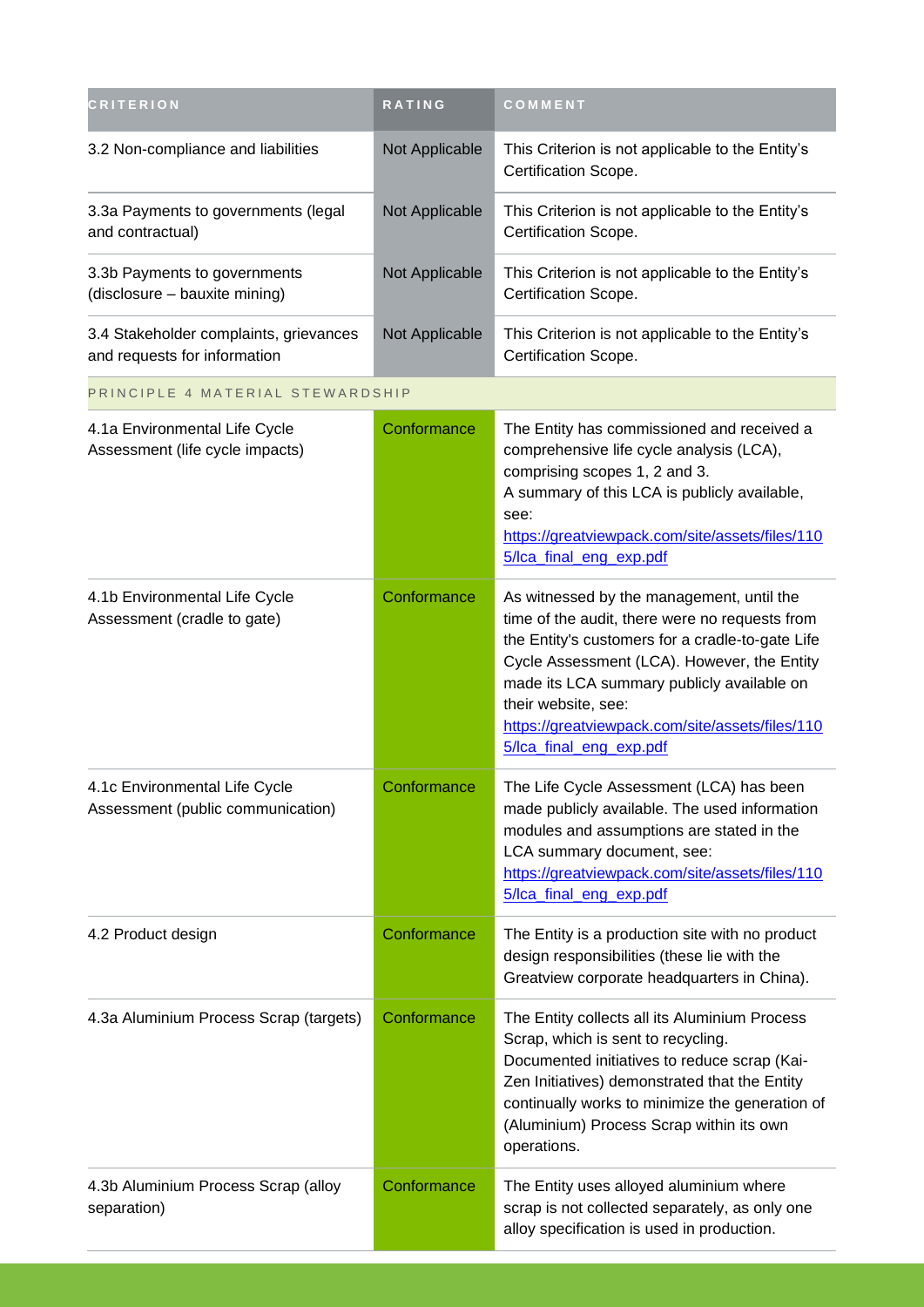| CRITERION | RATING | COMMENT |
| --- | --- | --- |
| 3.2 Non-compliance and liabilities | Not Applicable | This Criterion is not applicable to the Entity's Certification Scope. |
| 3.3a Payments to governments (legal and contractual) | Not Applicable | This Criterion is not applicable to the Entity's Certification Scope. |
| 3.3b Payments to governments (disclosure – bauxite mining) | Not Applicable | This Criterion is not applicable to the Entity's Certification Scope. |
| 3.4 Stakeholder complaints, grievances and requests for information | Not Applicable | This Criterion is not applicable to the Entity's Certification Scope. |
| PRINCIPLE 4 MATERIAL STEWARDSHIP | | |
| 4.1a Environmental Life Cycle Assessment (life cycle impacts) | Conformance | The Entity has commissioned and received a comprehensive life cycle analysis (LCA), comprising scopes 1, 2 and 3. A summary of this LCA is publicly available, see: https://greatviewpack.com/site/assets/files/1105/lca_final_eng_exp.pdf |
| 4.1b Environmental Life Cycle Assessment (cradle to gate) | Conformance | As witnessed by the management, until the time of the audit, there were no requests from the Entity's customers for a cradle-to-gate Life Cycle Assessment (LCA). However, the Entity made its LCA summary publicly available on their website, see: https://greatviewpack.com/site/assets/files/1105/lca_final_eng_exp.pdf |
| 4.1c Environmental Life Cycle Assessment (public communication) | Conformance | The Life Cycle Assessment (LCA) has been made publicly available. The used information modules and assumptions are stated in the LCA summary document, see: https://greatviewpack.com/site/assets/files/1105/lca_final_eng_exp.pdf |
| 4.2 Product design | Conformance | The Entity is a production site with no product design responsibilities (these lie with the Greatview corporate headquarters in China). |
| 4.3a Aluminium Process Scrap (targets) | Conformance | The Entity collects all its Aluminium Process Scrap, which is sent to recycling. Documented initiatives to reduce scrap (Kai-Zen Initiatives) demonstrated that the Entity continually works to minimize the generation of (Aluminium) Process Scrap within its own operations. |
| 4.3b Aluminium Process Scrap (alloy separation) | Conformance | The Entity uses alloyed aluminium where scrap is not collected separately, as only one alloy specification is used in production. |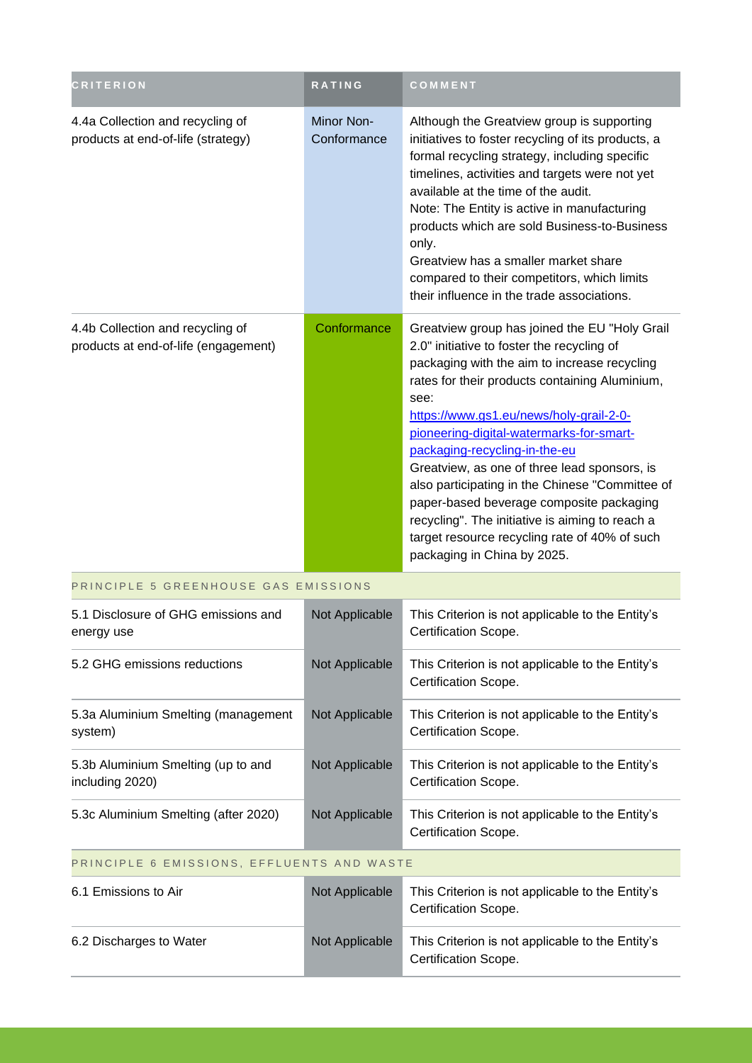| CRITERION | RATING | COMMENT |
| --- | --- | --- |
| 4.4a Collection and recycling of products at end-of-life (strategy) | Minor Non-Conformance | Although the Greatview group is supporting initiatives to foster recycling of its products, a formal recycling strategy, including specific timelines, activities and targets were not yet available at the time of the audit.<br>Note: The Entity is active in manufacturing products which are sold Business-to-Business only.<br>Greatview has a smaller market share compared to their competitors, which limits their influence in the trade associations. |
| 4.4b Collection and recycling of products at end-of-life (engagement) | Conformance | Greatview group has joined the EU "Holy Grail 2.0" initiative to foster the recycling of packaging with the aim to increase recycling rates for their products containing Aluminium, see: [https://www.gs1.eu/news/holy-grail-2-0-pioneering-digital-watermarks-for-smart-packaging-recycling-in-the-eu](https://www.gs1.eu/news/holy-grail-2-0-pioneering-digital-watermarks-for-smart-packaging-recycling-in-the-eu)<br>Greatview, as one of three lead sponsors, is also participating in the Chinese "Committee of paper-based beverage composite packaging recycling". The initiative is aiming to reach a target resource recycling rate of 40% of such packaging in China by 2025. |
| **PRINCIPLE 5 GREENHOUSE GAS EMISSIONS** | | |
| 5.1 Disclosure of GHG emissions and energy use | Not Applicable | This Criterion is not applicable to the Entity's Certification Scope. |
| 5.2 GHG emissions reductions | Not Applicable | This Criterion is not applicable to the Entity's Certification Scope. |
| 5.3a Aluminium Smelting (management system) | Not Applicable | This Criterion is not applicable to the Entity's Certification Scope. |
| 5.3b Aluminium Smelting (up to and including 2020) | Not Applicable | This Criterion is not applicable to the Entity's Certification Scope. |
| 5.3c Aluminium Smelting (after 2020) | Not Applicable | This Criterion is not applicable to the Entity's Certification Scope. |
| **PRINCIPLE 6 EMISSIONS, EFFLUENTS AND WASTE** | | |
| 6.1 Emissions to Air | Not Applicable | This Criterion is not applicable to the Entity's Certification Scope. |
| 6.2 Discharges to Water | Not Applicable | This Criterion is not applicable to the Entity's Certification Scope. |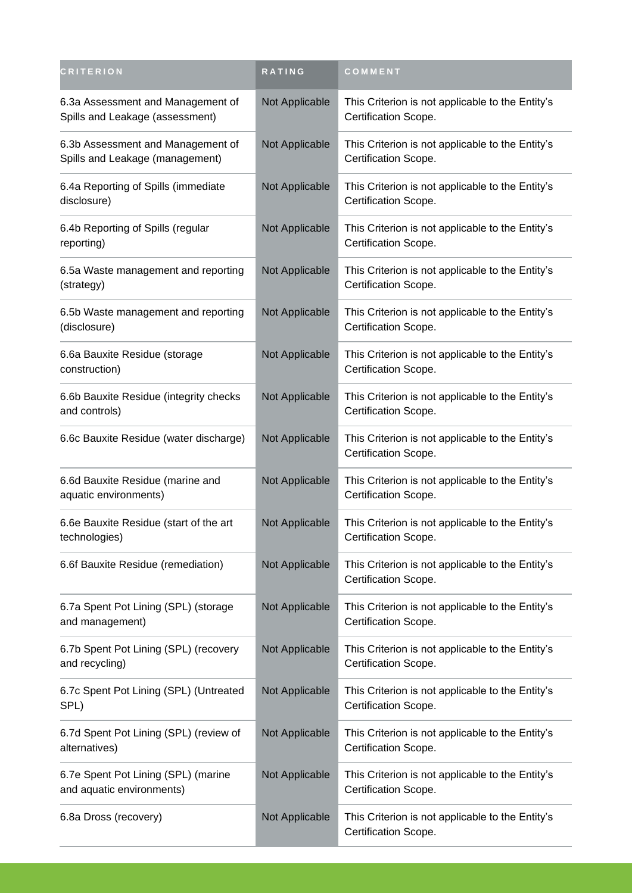| CRITERION | RATING | COMMENT |
| --- | --- | --- |
| 6.3a Assessment and Management of Spills and Leakage (assessment) | Not Applicable | This Criterion is not applicable to the Entity's Certification Scope. |
| 6.3b Assessment and Management of Spills and Leakage (management) | Not Applicable | This Criterion is not applicable to the Entity's Certification Scope. |
| 6.4a Reporting of Spills (immediate disclosure) | Not Applicable | This Criterion is not applicable to the Entity's Certification Scope. |
| 6.4b Reporting of Spills (regular reporting) | Not Applicable | This Criterion is not applicable to the Entity's Certification Scope. |
| 6.5a Waste management and reporting (strategy) | Not Applicable | This Criterion is not applicable to the Entity's Certification Scope. |
| 6.5b Waste management and reporting (disclosure) | Not Applicable | This Criterion is not applicable to the Entity's Certification Scope. |
| 6.6a Bauxite Residue (storage construction) | Not Applicable | This Criterion is not applicable to the Entity's Certification Scope. |
| 6.6b Bauxite Residue (integrity checks and controls) | Not Applicable | This Criterion is not applicable to the Entity's Certification Scope. |
| 6.6c Bauxite Residue (water discharge) | Not Applicable | This Criterion is not applicable to the Entity's Certification Scope. |
| 6.6d Bauxite Residue (marine and aquatic environments) | Not Applicable | This Criterion is not applicable to the Entity's Certification Scope. |
| 6.6e Bauxite Residue (start of the art technologies) | Not Applicable | This Criterion is not applicable to the Entity's Certification Scope. |
| 6.6f Bauxite Residue (remediation) | Not Applicable | This Criterion is not applicable to the Entity's Certification Scope. |
| 6.7a Spent Pot Lining (SPL) (storage and management) | Not Applicable | This Criterion is not applicable to the Entity's Certification Scope. |
| 6.7b Spent Pot Lining (SPL) (recovery and recycling) | Not Applicable | This Criterion is not applicable to the Entity's Certification Scope. |
| 6.7c Spent Pot Lining (SPL) (Untreated SPL) | Not Applicable | This Criterion is not applicable to the Entity's Certification Scope. |
| 6.7d Spent Pot Lining (SPL) (review of alternatives) | Not Applicable | This Criterion is not applicable to the Entity's Certification Scope. |
| 6.7e Spent Pot Lining (SPL) (marine and aquatic environments) | Not Applicable | This Criterion is not applicable to the Entity's Certification Scope. |
| 6.8a Dross (recovery) | Not Applicable | This Criterion is not applicable to the Entity's Certification Scope. |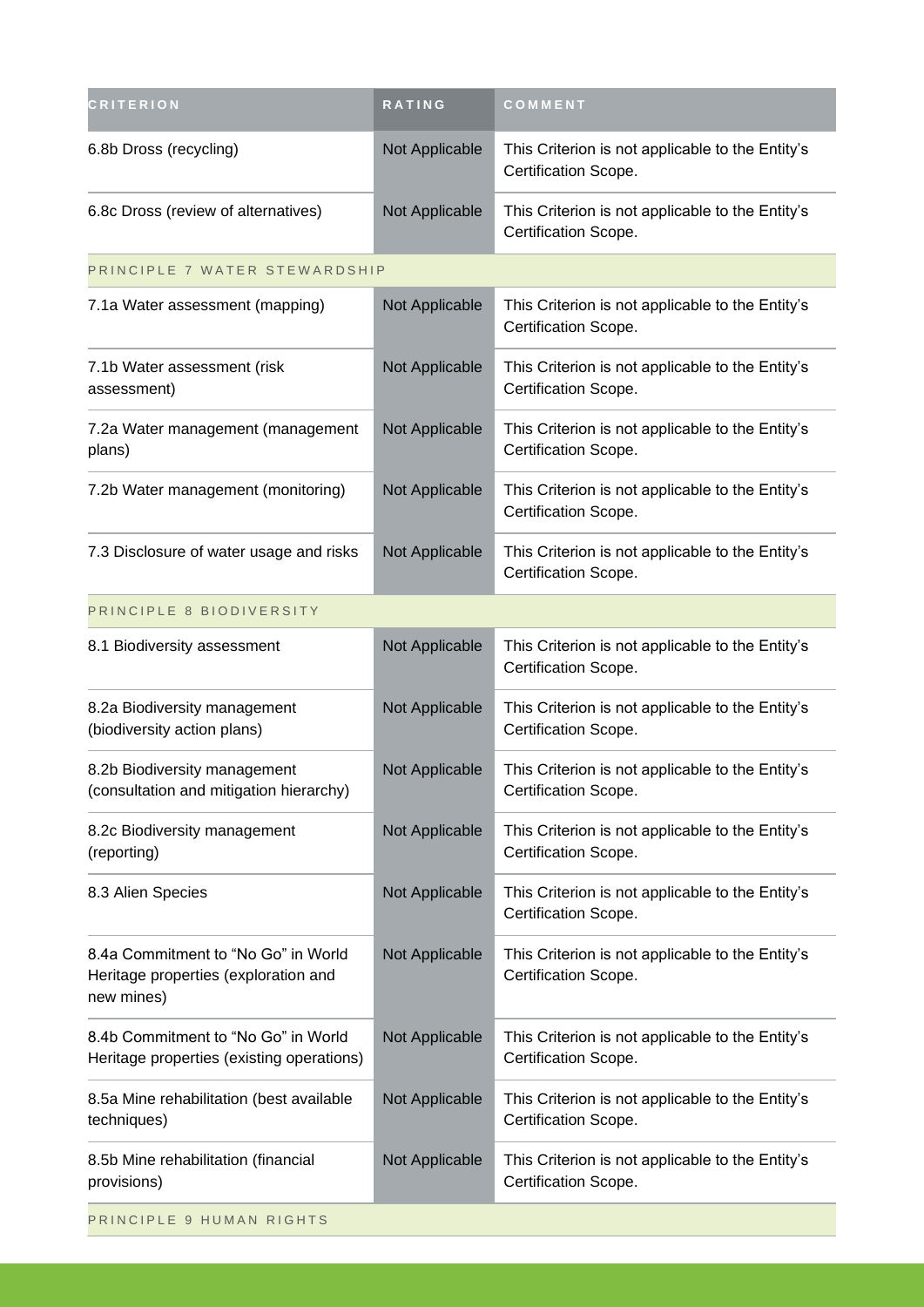| CRITERION | RATING | COMMENT |
|---|---|---|
| 6.8b Dross (recycling) | Not Applicable | This Criterion is not applicable to the Entity's Certification Scope. |
| 6.8c Dross (review of alternatives) | Not Applicable | This Criterion is not applicable to the Entity's Certification Scope. |
| PRINCIPLE 7 WATER STEWARDSHIP | | |
| 7.1a Water assessment (mapping) | Not Applicable | This Criterion is not applicable to the Entity's Certification Scope. |
| 7.1b Water assessment (risk assessment) | Not Applicable | This Criterion is not applicable to the Entity's Certification Scope. |
| 7.2a Water management (management plans) | Not Applicable | This Criterion is not applicable to the Entity's Certification Scope. |
| 7.2b Water management (monitoring) | Not Applicable | This Criterion is not applicable to the Entity's Certification Scope. |
| 7.3 Disclosure of water usage and risks | Not Applicable | This Criterion is not applicable to the Entity's Certification Scope. |
| PRINCIPLE 8 BIODIVERSITY | | |
| 8.1 Biodiversity assessment | Not Applicable | This Criterion is not applicable to the Entity's Certification Scope. |
| 8.2a Biodiversity management (biodiversity action plans) | Not Applicable | This Criterion is not applicable to the Entity's Certification Scope. |
| 8.2b Biodiversity management (consultation and mitigation hierarchy) | Not Applicable | This Criterion is not applicable to the Entity's Certification Scope. |
| 8.2c Biodiversity management (reporting) | Not Applicable | This Criterion is not applicable to the Entity's Certification Scope. |
| 8.3 Alien Species | Not Applicable | This Criterion is not applicable to the Entity's Certification Scope. |
| 8.4a Commitment to "No Go" in World Heritage properties (exploration and new mines) | Not Applicable | This Criterion is not applicable to the Entity's Certification Scope. |
| 8.4b Commitment to "No Go" in World Heritage properties (existing operations) | Not Applicable | This Criterion is not applicable to the Entity's Certification Scope. |
| 8.5a Mine rehabilitation (best available techniques) | Not Applicable | This Criterion is not applicable to the Entity's Certification Scope. |
| 8.5b Mine rehabilitation (financial provisions) | Not Applicable | This Criterion is not applicable to the Entity's Certification Scope. |
| PRINCIPLE 9 HUMAN RIGHTS | | |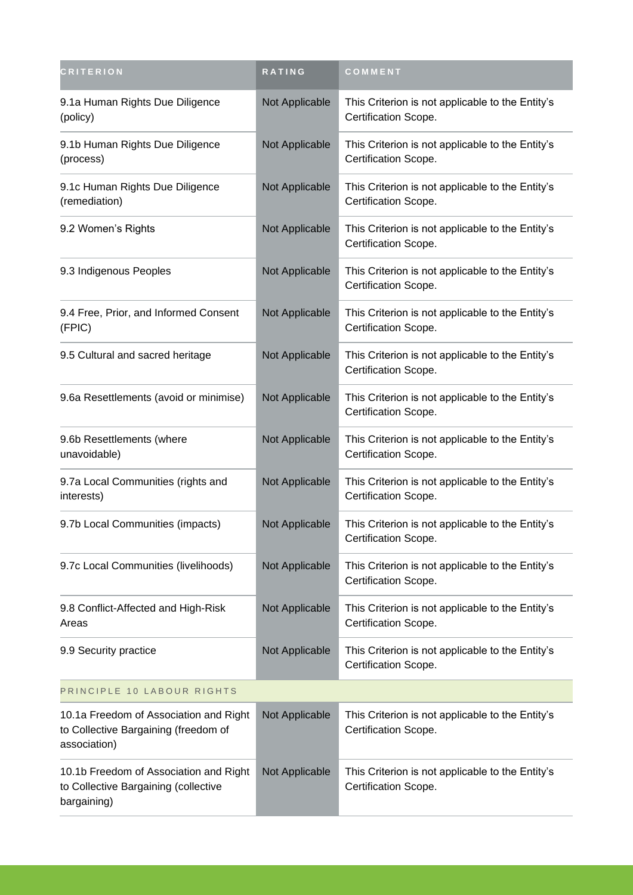| CRITERION | RATING | COMMENT |
| --- | --- | --- |
| 9.1a Human Rights Due Diligence (policy) | Not Applicable | This Criterion is not applicable to the Entity's Certification Scope. |
| 9.1b Human Rights Due Diligence (process) | Not Applicable | This Criterion is not applicable to the Entity's Certification Scope. |
| 9.1c Human Rights Due Diligence (remediation) | Not Applicable | This Criterion is not applicable to the Entity's Certification Scope. |
| 9.2 Women's Rights | Not Applicable | This Criterion is not applicable to the Entity's Certification Scope. |
| 9.3 Indigenous Peoples | Not Applicable | This Criterion is not applicable to the Entity's Certification Scope. |
| 9.4 Free, Prior, and Informed Consent (FPIC) | Not Applicable | This Criterion is not applicable to the Entity's Certification Scope. |
| 9.5 Cultural and sacred heritage | Not Applicable | This Criterion is not applicable to the Entity's Certification Scope. |
| 9.6a Resettlements (avoid or minimise) | Not Applicable | This Criterion is not applicable to the Entity's Certification Scope. |
| 9.6b Resettlements (where unavoidable) | Not Applicable | This Criterion is not applicable to the Entity's Certification Scope. |
| 9.7a Local Communities (rights and interests) | Not Applicable | This Criterion is not applicable to the Entity's Certification Scope. |
| 9.7b Local Communities (impacts) | Not Applicable | This Criterion is not applicable to the Entity's Certification Scope. |
| 9.7c Local Communities (livelihoods) | Not Applicable | This Criterion is not applicable to the Entity's Certification Scope. |
| 9.8 Conflict-Affected and High-Risk Areas | Not Applicable | This Criterion is not applicable to the Entity's Certification Scope. |
| 9.9 Security practice | Not Applicable | This Criterion is not applicable to the Entity's Certification Scope. |
| PRINCIPLE 10 LABOUR RIGHTS | | |
| 10.1a Freedom of Association and Right to Collective Bargaining (freedom of association) | Not Applicable | This Criterion is not applicable to the Entity's Certification Scope. |
| 10.1b Freedom of Association and Right to Collective Bargaining (collective bargaining) | Not Applicable | This Criterion is not applicable to the Entity's Certification Scope. |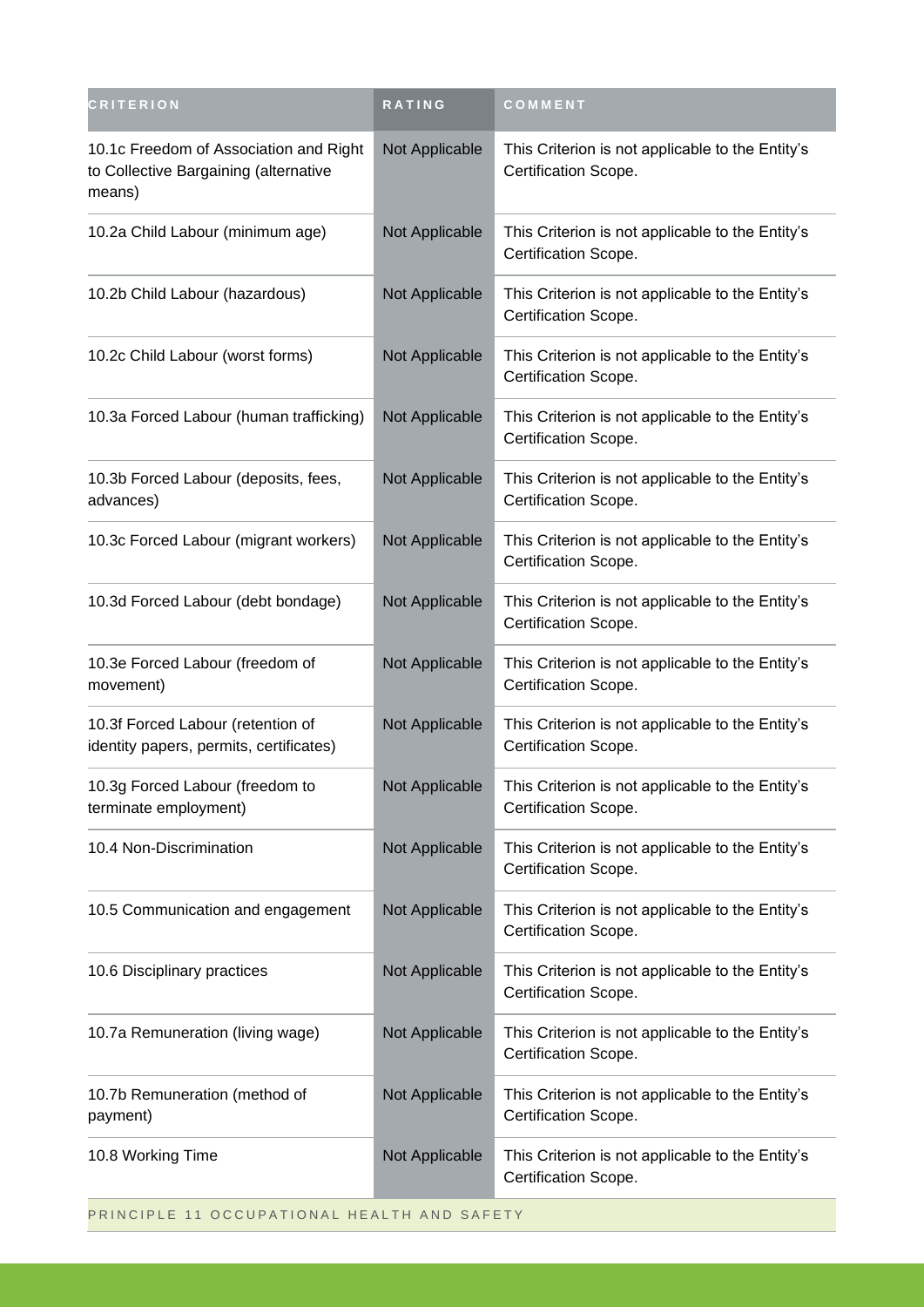| CRITERION | RATING | COMMENT |
|---|---|---|
| 10.1c Freedom of Association and Right to Collective Bargaining (alternative means) | Not Applicable | This Criterion is not applicable to the Entity's Certification Scope. |
| 10.2a Child Labour (minimum age) | Not Applicable | This Criterion is not applicable to the Entity's Certification Scope. |
| 10.2b Child Labour (hazardous) | Not Applicable | This Criterion is not applicable to the Entity's Certification Scope. |
| 10.2c Child Labour (worst forms) | Not Applicable | This Criterion is not applicable to the Entity's Certification Scope. |
| 10.3a Forced Labour (human trafficking) | Not Applicable | This Criterion is not applicable to the Entity's Certification Scope. |
| 10.3b Forced Labour (deposits, fees, advances) | Not Applicable | This Criterion is not applicable to the Entity's Certification Scope. |
| 10.3c Forced Labour (migrant workers) | Not Applicable | This Criterion is not applicable to the Entity's Certification Scope. |
| 10.3d Forced Labour (debt bondage) | Not Applicable | This Criterion is not applicable to the Entity's Certification Scope. |
| 10.3e Forced Labour (freedom of movement) | Not Applicable | This Criterion is not applicable to the Entity's Certification Scope. |
| 10.3f Forced Labour (retention of identity papers, permits, certificates) | Not Applicable | This Criterion is not applicable to the Entity's Certification Scope. |
| 10.3g Forced Labour (freedom to terminate employment) | Not Applicable | This Criterion is not applicable to the Entity's Certification Scope. |
| 10.4 Non-Discrimination | Not Applicable | This Criterion is not applicable to the Entity's Certification Scope. |
| 10.5 Communication and engagement | Not Applicable | This Criterion is not applicable to the Entity's Certification Scope. |
| 10.6 Disciplinary practices | Not Applicable | This Criterion is not applicable to the Entity's Certification Scope. |
| 10.7a Remuneration (living wage) | Not Applicable | This Criterion is not applicable to the Entity's Certification Scope. |
| 10.7b Remuneration (method of payment) | Not Applicable | This Criterion is not applicable to the Entity's Certification Scope. |
| 10.8 Working Time | Not Applicable | This Criterion is not applicable to the Entity's Certification Scope. |

PRINCIPLE 11 OCCUPATIONAL HEALTH AND SAFETY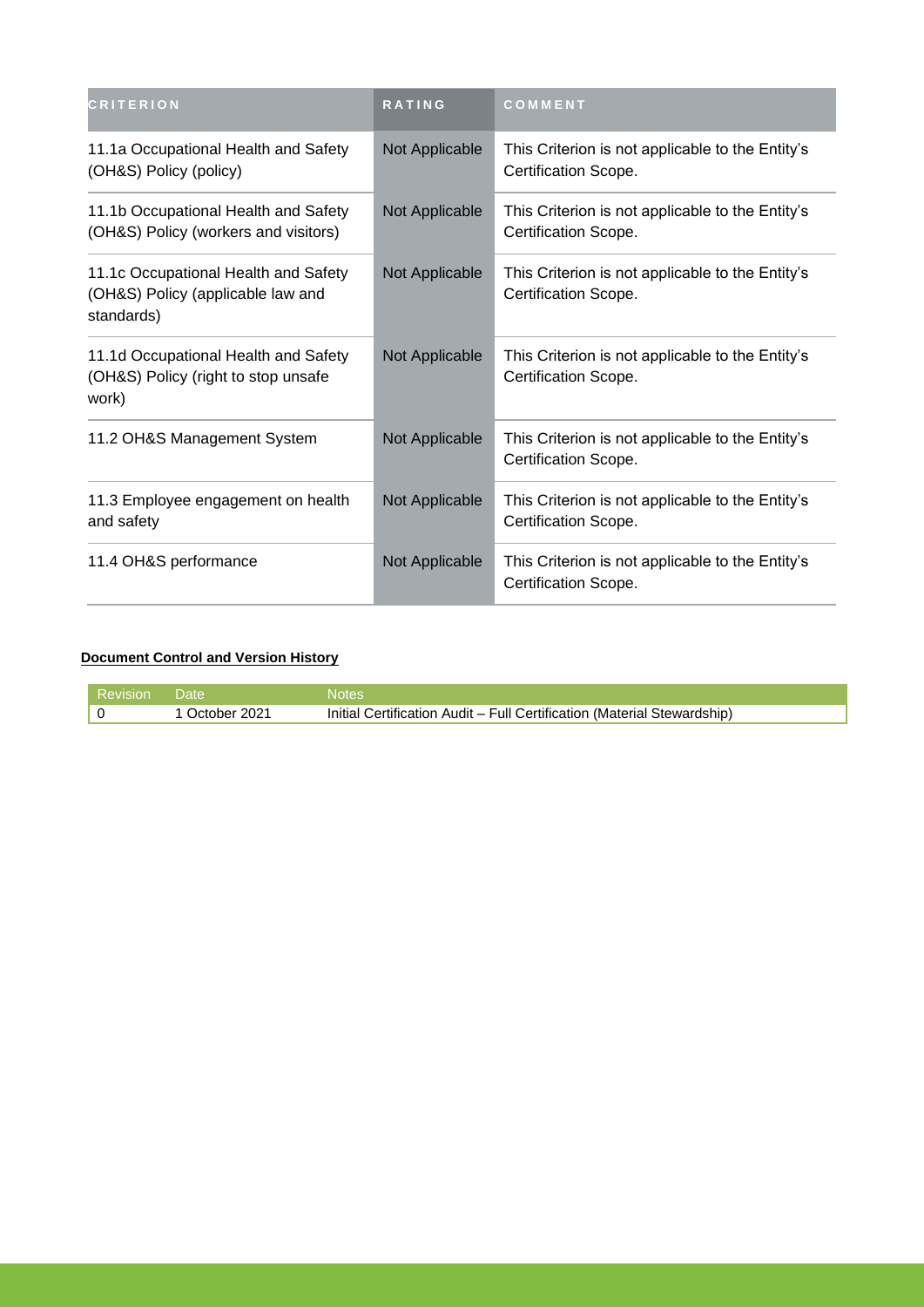| CRITERION | RATING | COMMENT |
|---|---|---|
| 11.1a Occupational Health and Safety (OH&S) Policy (policy) | Not Applicable | This Criterion is not applicable to the Entity's Certification Scope. |
| 11.1b Occupational Health and Safety (OH&S) Policy (workers and visitors) | Not Applicable | This Criterion is not applicable to the Entity's Certification Scope. |
| 11.1c Occupational Health and Safety (OH&S) Policy (applicable law and standards) | Not Applicable | This Criterion is not applicable to the Entity's Certification Scope. |
| 11.1d Occupational Health and Safety (OH&S) Policy (right to stop unsafe work) | Not Applicable | This Criterion is not applicable to the Entity's Certification Scope. |
| 11.2 OH&S Management System | Not Applicable | This Criterion is not applicable to the Entity's Certification Scope. |
| 11.3 Employee engagement on health and safety | Not Applicable | This Criterion is not applicable to the Entity's Certification Scope. |
| 11.4 OH&S performance | Not Applicable | This Criterion is not applicable to the Entity's Certification Scope. |

**Document Control and Version History**

| Revision | Date | Notes |
|---|---|---|
| 0 | 1 October 2021 | Initial Certification Audit – Full Certification (Material Stewardship) |